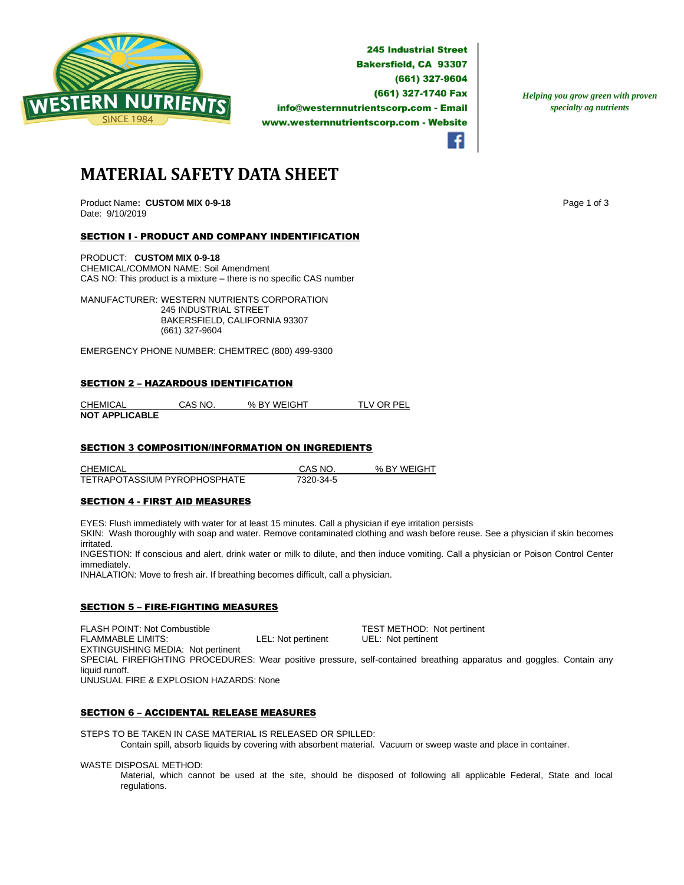WESTERN NUTRIENTS
SINCE 1984

**245 Industrial Street**
**Bakersfield, CA 93307**
**(661) 327-9604**
**(661) 327-1740 Fax**
**info@westernnutrientscorp.com - Email**
**www.westernnutrientscorp.com - Website**

*Helping you grow green with proven specialty ag nutrients*

# MATERIAL SAFETY DATA SHEET

Product Name**: CUSTOM MIX 0-9-18**
Date: 9/10/2019

## SECTION I - PRODUCT AND COMPANY INDENTIFICATION

PRODUCT: **CUSTOM MIX 0-9-18**
CHEMICAL/COMMON NAME: Soil Amendment
CAS NO: This product is a mixture – there is no specific CAS number

MANUFACTURER: WESTERN NUTRIENTS CORPORATION
245 INDUSTRIAL STREET
BAKERSFIELD, CALIFORNIA 93307
(661) 327-9604

EMERGENCY PHONE NUMBER: CHEMTREC (800) 499-9300

## SECTION 2 – HAZARDOUS IDENTIFICATION

| CHEMICAL | CAS NO. | % BY WEIGHT | TLV OR PEL |
|---|---|---|---|
| **NOT APPLICABLE** | | | |

## SECTION 3 COMPOSITION/INFORMATION ON INGREDIENTS

| CHEMICAL | CAS NO. | % BY WEIGHT |
|---|---|---|
| TETRAPOTASSIUM PYROPHOSPHATE | 7320-34-5 | |

## SECTION 4 - FIRST AID MEASURES

EYES: Flush immediately with water for at least 15 minutes. Call a physician if eye irritation persists
SKIN: Wash thoroughly with soap and water. Remove contaminated clothing and wash before reuse. See a physician if skin becomes irritated.
INGESTION: If conscious and alert, drink water or milk to dilute, and then induce vomiting. Call a physician or Poison Control Center immediately.
INHALATION: Move to fresh air. If breathing becomes difficult, call a physician.

## SECTION 5 – FIRE-FIGHTING MEASURES

FLASH POINT: Not Combustible TEST METHOD: Not pertinent
FLAMMABLE LIMITS: LEL: Not pertinent UEL: Not pertinent
EXTINGUISHING MEDIA: Not pertinent
SPECIAL FIREFIGHTING PROCEDURES: Wear positive pressure, self-contained breathing apparatus and goggles. Contain any liquid runoff.
UNUSUAL FIRE & EXPLOSION HAZARDS: None

## SECTION 6 – ACCIDENTAL RELEASE MEASURES

STEPS TO BE TAKEN IN CASE MATERIAL IS RELEASED OR SPILLED:
Contain spill, absorb liquids by covering with absorbent material. Vacuum or sweep waste and place in container.

WASTE DISPOSAL METHOD:
Material, which cannot be used at the site, should be disposed of following all applicable Federal, State and local regulations.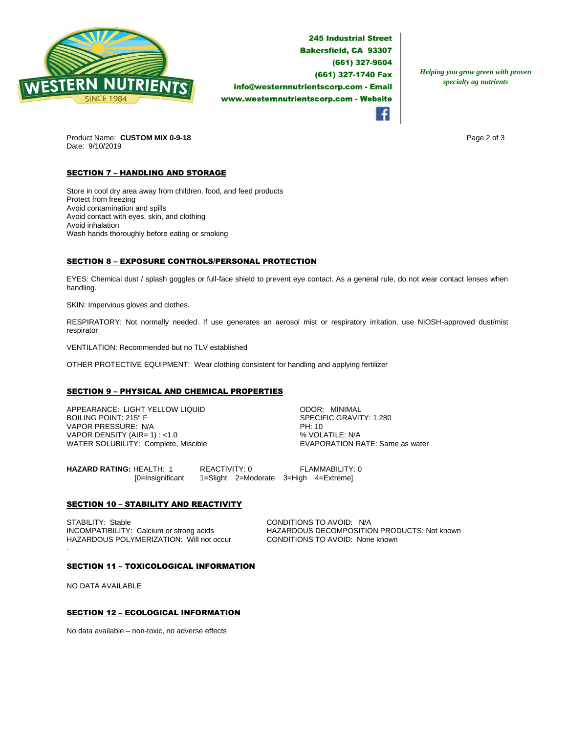**245 Industrial Street**
**Bakersfield, CA 93307**
**(661) 327-9604**
**(661) 327-1740 Fax**
**info@westernnutrientscorp.com - Email**
**www.westernnutrientscorp.com - Website**

*Helping you grow green with proven specialty ag nutrients*

Product Name: **CUSTOM MIX 0-9-18**
Date: 9/10/2019

## SECTION 7 – HANDLING AND STORAGE

Store in cool dry area away from children, food, and feed products
Protect from freezing
Avoid contamination and spills
Avoid contact with eyes, skin, and clothing
Avoid inhalation
Wash hands thoroughly before eating or smoking

## SECTION 8 – EXPOSURE CONTROLS/PERSONAL PROTECTION

EYES: Chemical dust / splash goggles or full-face shield to prevent eye contact. As a general rule, do not wear contact lenses when handling.

SKIN: Impervious gloves and clothes.

RESPIRATORY: Not normally needed. If use generates an aerosol mist or respiratory irritation, use NIOSH-approved dust/mist respirator

VENTILATION: Recommended but no TLV established

OTHER PROTECTIVE EQUIPMENT: Wear clothing consistent for handling and applying fertilizer

## SECTION 9 – PHYSICAL AND CHEMICAL PROPERTIES

APPEARANCE: LIGHT YELLOW LIQUID
BOILING POINT: 215° F
VAPOR PRESSURE: N/A
VAPOR DENSITY (AIR= 1) : <1.0
WATER SOLUBILITY: Complete, Miscible

ODOR: MINIMAL
SPECIFIC GRAVITY: 1.280
PH: 10
% VOLATILE: N/A
EVAPORATION RATE: Same as water

**HAZARD RATING:** HEALTH: 1 REACTIVITY: 0 FLAMMABILITY: 0
[0=Insignificant 1=Slight 2=Moderate 3=High 4=Extreme]

## SECTION 10 – STABILITY AND REACTIVITY

STABILITY: Stable
INCOMPATIBILITY: Calcium or strong acids
HAZARDOUS POLYMERIZATION: Will not occur

CONDITIONS TO AVOID: N/A
HAZARDOUS DECOMPOSITION PRODUCTS: Not known
CONDITIONS TO AVOID: None known

## SECTION 11 – TOXICOLOGICAL INFORMATION

NO DATA AVAILABLE

## SECTION 12 – ECOLOGICAL INFORMATION

No data available – non-toxic, no adverse effects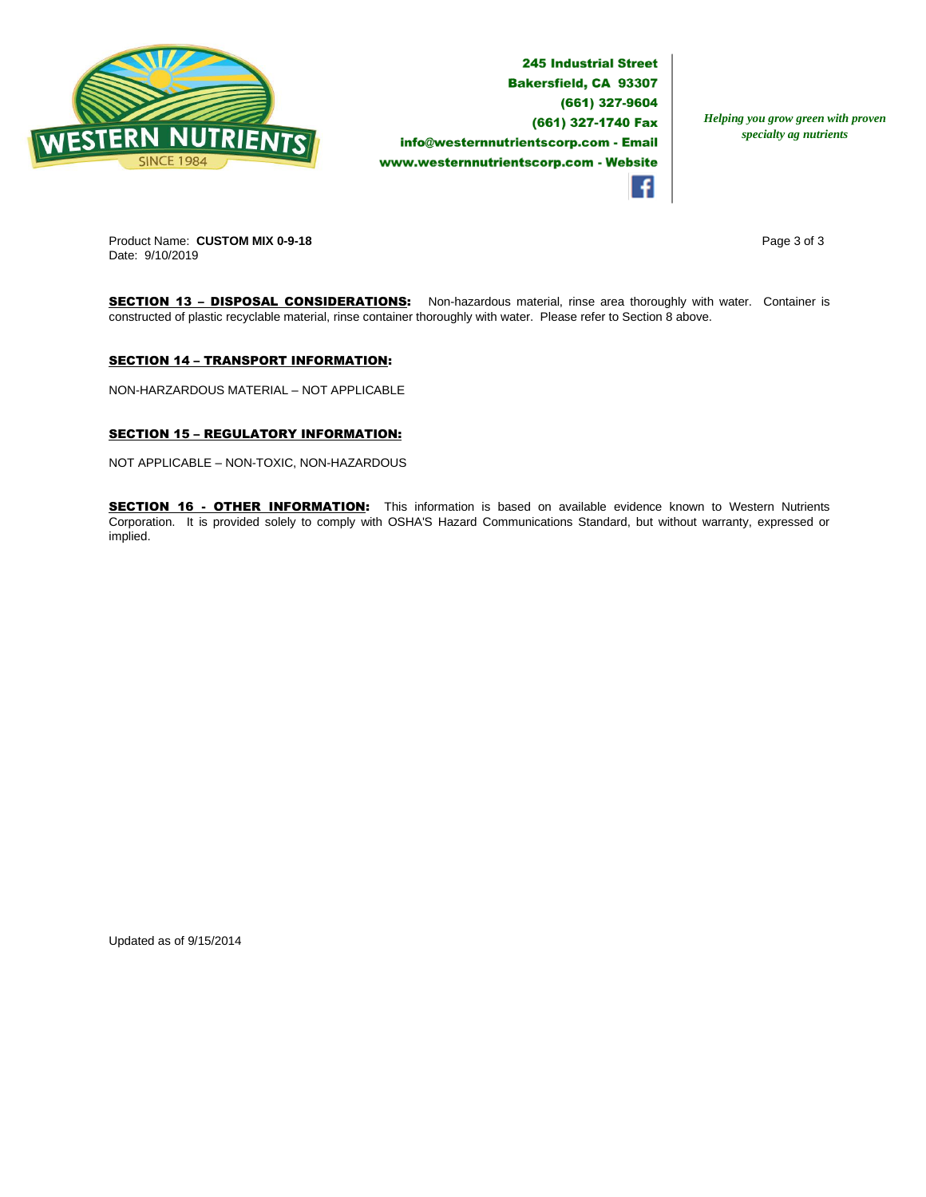**245 Industrial Street**
**Bakersfield, CA 93307**
**(661) 327-9604**
**(661) 327-1740 Fax**
**info@westernnutrientscorp.com - Email**
**www.westernnutrientscorp.com - Website**

*Helping you grow green with proven specialty ag nutrients*

Product Name: **CUSTOM MIX 0-9-18**
Date: 9/10/2019

**SECTION 13 – DISPOSAL CONSIDERATIONS:** Non-hazardous material, rinse area thoroughly with water. Container is constructed of plastic recyclable material, rinse container thoroughly with water. Please refer to Section 8 above.

**SECTION 14 – TRANSPORT INFORMATION:**

NON-HARZARDOUS MATERIAL – NOT APPLICABLE

**SECTION 15 – REGULATORY INFORMATION:**

NOT APPLICABLE – NON-TOXIC, NON-HAZARDOUS

**SECTION 16 - OTHER INFORMATION:** This information is based on available evidence known to Western Nutrients Corporation. It is provided solely to comply with OSHA'S Hazard Communications Standard, but without warranty, expressed or implied.

Updated as of 9/15/2014